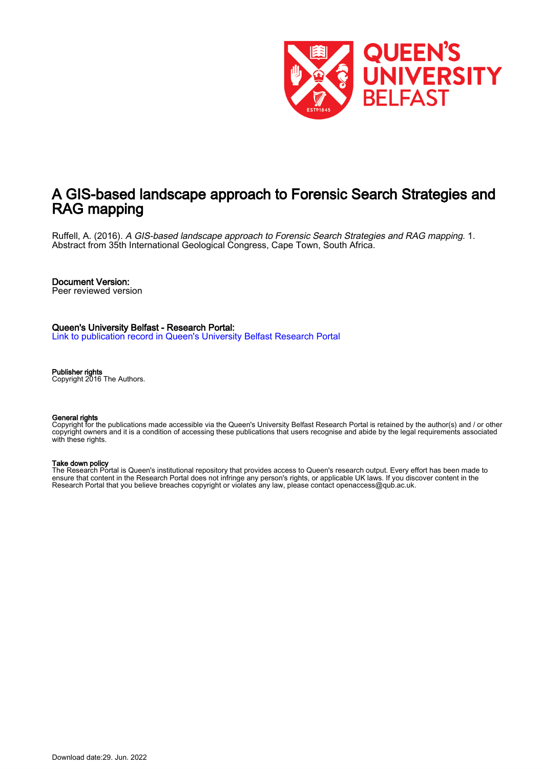# A GIS-based landscape approach to Forensic Search Strategies and RAG mapping

Ruffell, A. (2016). *A GIS-based landscape approach to Forensic Search Strategies and RAG mapping*. 1. Abstract from 35th International Geological Congress, Cape Town, South Africa.

**Document Version:**
Peer reviewed version

**Queen's University Belfast - Research Portal:**
[Link to publication record in Queen's University Belfast Research Portal]

**Publisher rights**
Copyright 2016 The Authors.

**General rights**
Copyright for the publications made accessible via the Queen's University Belfast Research Portal is retained by the author(s) and / or other copyright owners and it is a condition of accessing these publications that users recognise and abide by the legal requirements associated with these rights.

**Take down policy**
The Research Portal is Queen's institutional repository that provides access to Queen's research output. Every effort has been made to ensure that content in the Research Portal does not infringe any person's rights, or applicable UK laws. If you discover content in the Research Portal that you believe breaches copyright or violates any law, please contact openaccess@qub.ac.uk.

Download date:29. Jun. 2022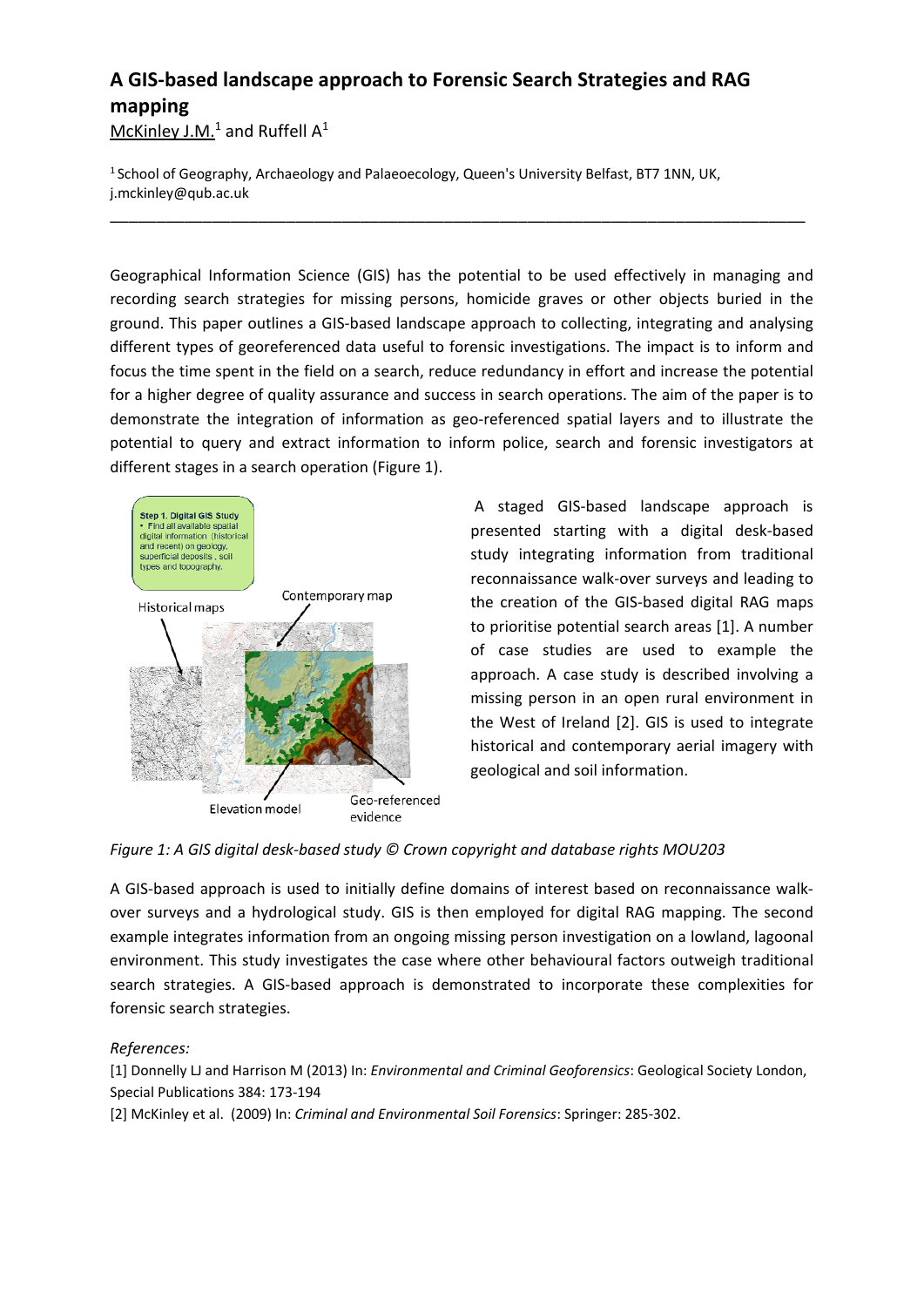# A GIS-based landscape approach to Forensic Search Strategies and RAG mapping

McKinley J.M.[1] and Ruffell A[1]

[1] School of Geography, Archaeology and Palaeoecology, Queen's University Belfast, BT7 1NN, UK, j.mckinley@qub.ac.uk

---

Geographical Information Science (GIS) has the potential to be used effectively in managing and recording search strategies for missing persons, homicide graves or other objects buried in the ground. This paper outlines a GIS-based landscape approach to collecting, integrating and analysing different types of georeferenced data useful to forensic investigations. The impact is to inform and focus the time spent in the field on a search, reduce redundancy in effort and increase the potential for a higher degree of quality assurance and success in search operations. The aim of the paper is to demonstrate the integration of information as geo-referenced spatial layers and to illustrate the potential to query and extract information to inform police, search and forensic investigators at different stages in a search operation (Figure 1).

A staged GIS-based landscape approach is presented starting with a digital desk-based study integrating information from traditional reconnaissance walk-over surveys and leading to the creation of the GIS-based digital RAG maps to prioritise potential search areas [1]. A number of case studies are used to example the approach. A case study is described involving a missing person in an open rural environment in the West of Ireland [2]. GIS is used to integrate historical and contemporary aerial imagery with geological and soil information.

Step 1. Digital GIS Study
• Find all available spatial digital information (historical and recent) on geology, superficial deposits, soil types and topography.

Historical maps

Contemporary map

Elevation model

Geo-referenced evidence

*Figure 1: A GIS digital desk-based study © Crown copyright and database rights MOU203*

A GIS-based approach is used to initially define domains of interest based on reconnaissance walk-over surveys and a hydrological study. GIS is then employed for digital RAG mapping. The second example integrates information from an ongoing missing person investigation on a lowland, lagoonal environment. This study investigates the case where other behavioural factors outweigh traditional search strategies. A GIS-based approach is demonstrated to incorporate these complexities for forensic search strategies.

*References:*

[1] Donnelly LJ and Harrison M (2013) In: *Environmental and Criminal Geoforensics*: Geological Society London, Special Publications 384: 173-194

[2] McKinley et al. (2009) In: *Criminal and Environmental Soil Forensics*: Springer: 285-302.